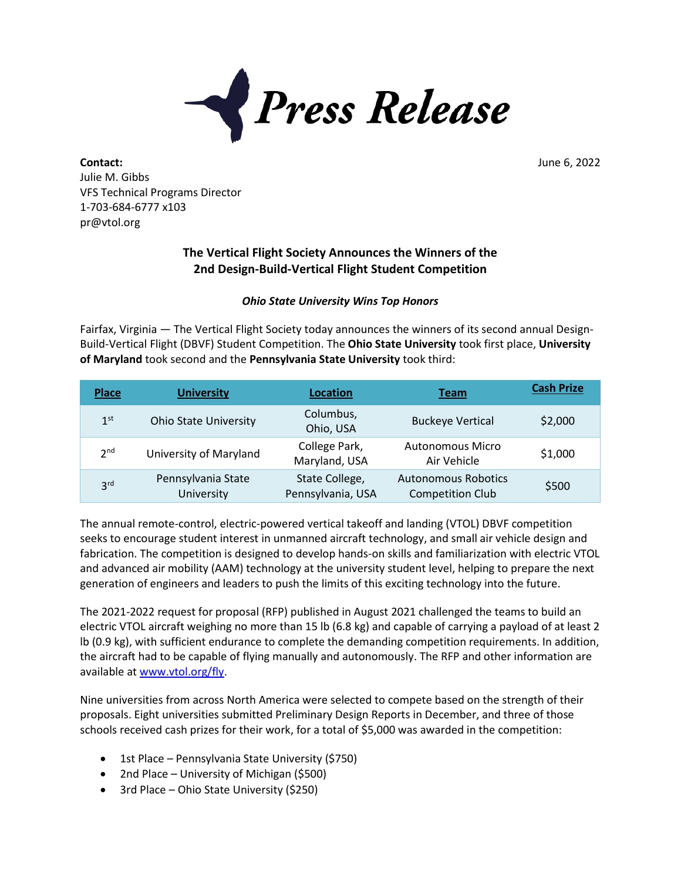# Press Release

**Contact:**
Julie M. Gibbs
VFS Technical Programs Director
1-703-684-6777 x103
pr@vtol.org

June 6, 2022

## The Vertical Flight Society Announces the Winners of the 2nd Design-Build-Vertical Flight Student Competition

***Ohio State University Wins Top Honors***

Fairfax, Virginia — The Vertical Flight Society today announces the winners of its second annual Design-Build-Vertical Flight (DBVF) Student Competition. The **Ohio State University** took first place, **University of Maryland** took second and the **Pennsylvania State University** took third:

| Place | University | Location | Team | Cash Prize |
|---|---|---|---|---|
| 1st | Ohio State University | Columbus, Ohio, USA | Buckeye Vertical | $2,000 |
| 2nd | University of Maryland | College Park, Maryland, USA | Autonomous Micro Air Vehicle | $1,000 |
| 3rd | Pennsylvania State University | State College, Pennsylvania, USA | Autonomous Robotics Competition Club | $500 |

The annual remote-control, electric-powered vertical takeoff and landing (VTOL) DBVF competition seeks to encourage student interest in unmanned aircraft technology, and small air vehicle design and fabrication. The competition is designed to develop hands-on skills and familiarization with electric VTOL and advanced air mobility (AAM) technology at the university student level, helping to prepare the next generation of engineers and leaders to push the limits of this exciting technology into the future.

The 2021-2022 request for proposal (RFP) published in August 2021 challenged the teams to build an electric VTOL aircraft weighing no more than 15 lb (6.8 kg) and capable of carrying a payload of at least 2 lb (0.9 kg), with sufficient endurance to complete the demanding competition requirements. In addition, the aircraft had to be capable of flying manually and autonomously. The RFP and other information are available at [www.vtol.org/fly](www.vtol.org/fly).

Nine universities from across North America were selected to compete based on the strength of their proposals. Eight universities submitted Preliminary Design Reports in December, and three of those schools received cash prizes for their work, for a total of $5,000 was awarded in the competition:

- 1st Place – Pennsylvania State University ($750)
- 2nd Place – University of Michigan ($500)
- 3rd Place – Ohio State University ($250)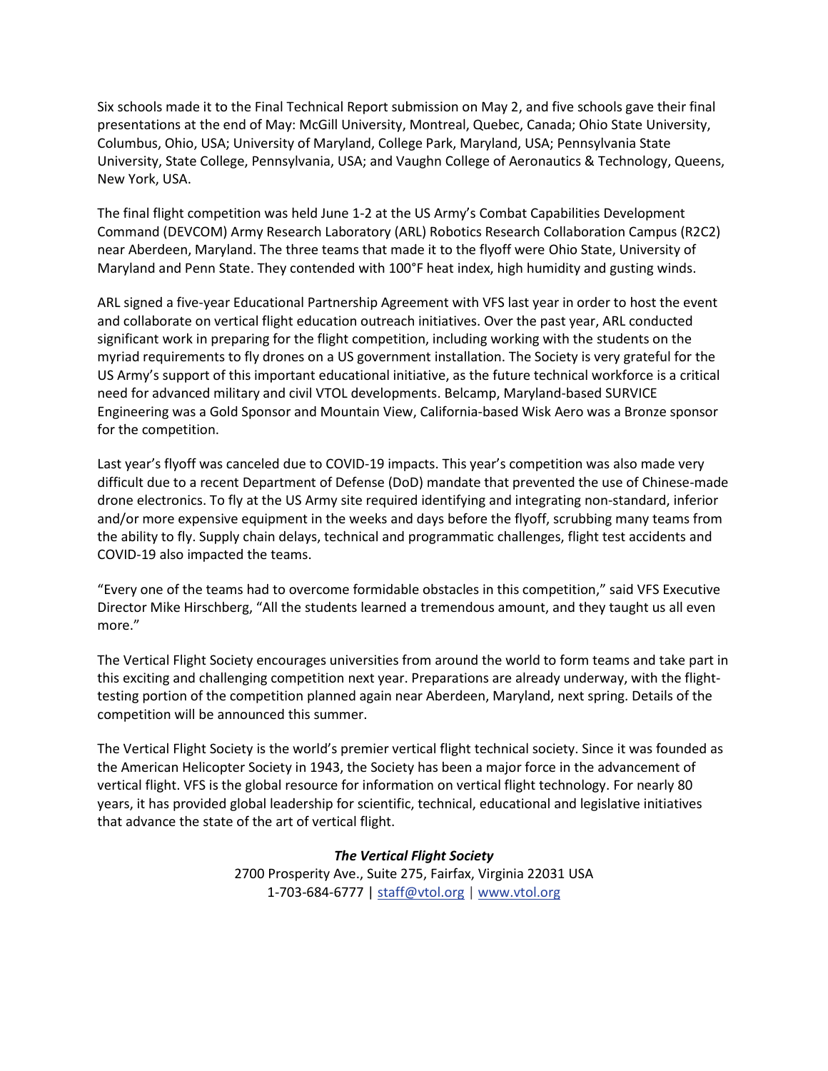Six schools made it to the Final Technical Report submission on May 2, and five schools gave their final presentations at the end of May: McGill University, Montreal, Quebec, Canada; Ohio State University, Columbus, Ohio, USA; University of Maryland, College Park, Maryland, USA; Pennsylvania State University, State College, Pennsylvania, USA; and Vaughn College of Aeronautics & Technology, Queens, New York, USA.

The final flight competition was held June 1-2 at the US Army's Combat Capabilities Development Command (DEVCOM) Army Research Laboratory (ARL) Robotics Research Collaboration Campus (R2C2) near Aberdeen, Maryland. The three teams that made it to the flyoff were Ohio State, University of Maryland and Penn State. They contended with 100°F heat index, high humidity and gusting winds.

ARL signed a five-year Educational Partnership Agreement with VFS last year in order to host the event and collaborate on vertical flight education outreach initiatives. Over the past year, ARL conducted significant work in preparing for the flight competition, including working with the students on the myriad requirements to fly drones on a US government installation. The Society is very grateful for the US Army's support of this important educational initiative, as the future technical workforce is a critical need for advanced military and civil VTOL developments. Belcamp, Maryland-based SURVICE Engineering was a Gold Sponsor and Mountain View, California-based Wisk Aero was a Bronze sponsor for the competition.

Last year's flyoff was canceled due to COVID-19 impacts. This year's competition was also made very difficult due to a recent Department of Defense (DoD) mandate that prevented the use of Chinese-made drone electronics. To fly at the US Army site required identifying and integrating non-standard, inferior and/or more expensive equipment in the weeks and days before the flyoff, scrubbing many teams from the ability to fly. Supply chain delays, technical and programmatic challenges, flight test accidents and COVID-19 also impacted the teams.

"Every one of the teams had to overcome formidable obstacles in this competition," said VFS Executive Director Mike Hirschberg, "All the students learned a tremendous amount, and they taught us all even more."

The Vertical Flight Society encourages universities from around the world to form teams and take part in this exciting and challenging competition next year. Preparations are already underway, with the flight-testing portion of the competition planned again near Aberdeen, Maryland, next spring. Details of the competition will be announced this summer.

The Vertical Flight Society is the world's premier vertical flight technical society. Since it was founded as the American Helicopter Society in 1943, the Society has been a major force in the advancement of vertical flight. VFS is the global resource for information on vertical flight technology. For nearly 80 years, it has provided global leadership for scientific, technical, educational and legislative initiatives that advance the state of the art of vertical flight.

***The Vertical Flight Society***

2700 Prosperity Ave., Suite 275, Fairfax, Virginia 22031 USA

1-703-684-6777 | staff@vtol.org | www.vtol.org